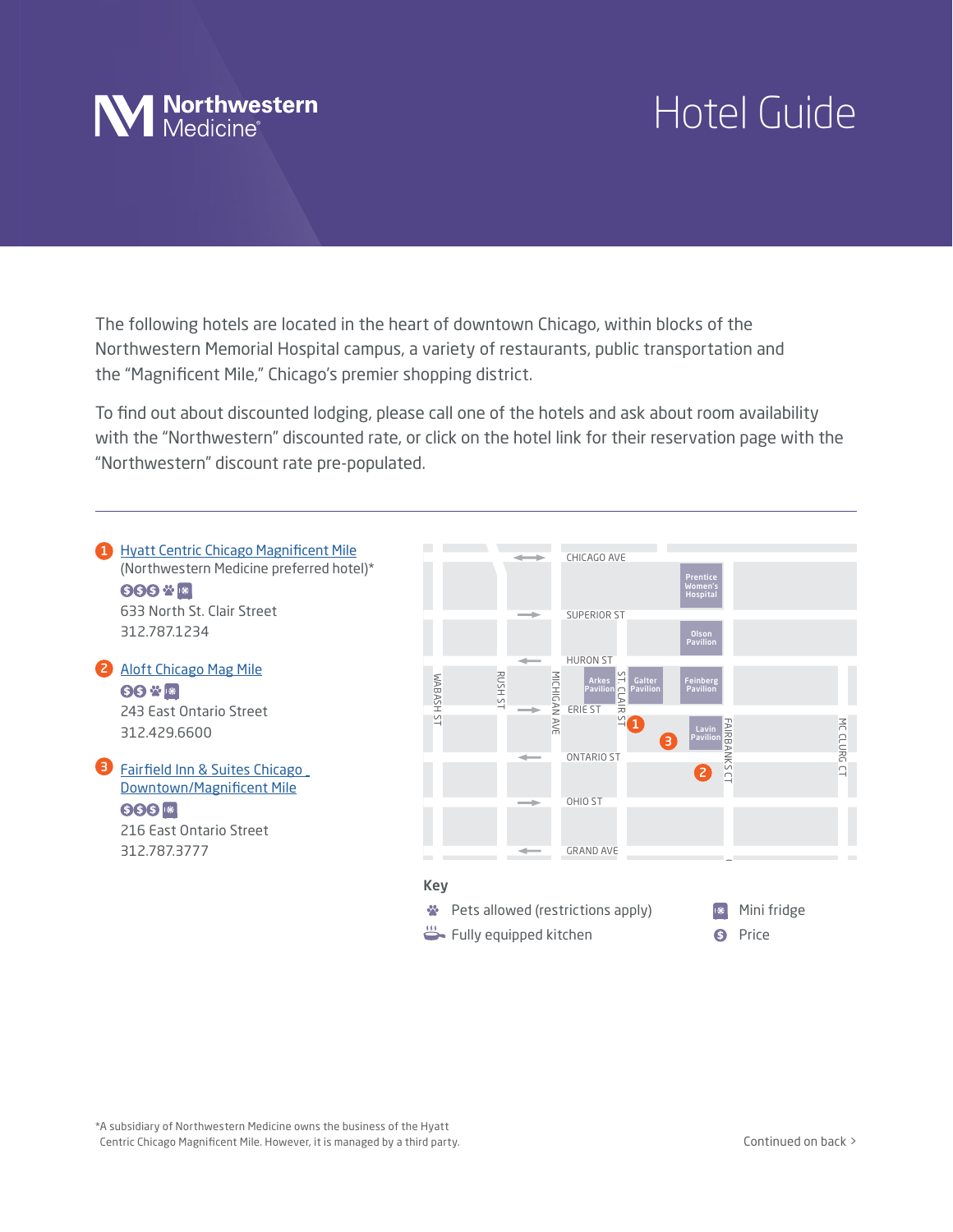Northwestern Medicine

# Hotel Guide

The following hotels are located in the heart of downtown Chicago, within blocks of the Northwestern Memorial Hospital campus, a variety of restaurants, public transportation and the "Magnificent Mile," Chicago's premier shopping district.

To find out about discounted lodging, please call one of the hotels and ask about room availability with the "Northwestern" discounted rate, or click on the hotel link for their reservation page with the "Northwestern" discount rate pre-populated.

---

1. **Hyatt Centric Chicago Magnificent Mile**
   (Northwestern Medicine preferred hotel)*
   $$$ · Pets allowed · Mini fridge
   633 North St. Clair Street
   312.787.1234

2. **Aloft Chicago Mag Mile**
   $$ · Pets allowed · Mini fridge
   243 East Ontario Street
   312.429.6600

3. **Fairfield Inn & Suites Chicago Downtown/Magnificent Mile**
   $$$ · Mini fridge
   216 East Ontario Street
   312.787.3777

**Key**

- Pets allowed (restrictions apply)
- Fully equipped kitchen
- Mini fridge
- $ Price

*A subsidiary of Northwestern Medicine owns the business of the Hyatt Centric Chicago Magnificent Mile. However, it is managed by a third party.

Continued on back >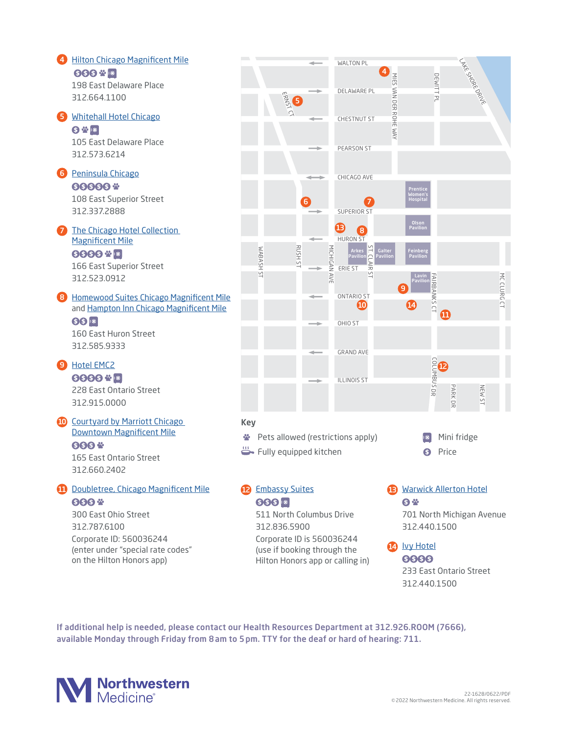**4** Hilton Chicago Magnificent Mile
$$$ · Pets allowed · Mini fridge
198 East Delaware Place
312.664.1100

**5** Whitehall Hotel Chicago
$ · Pets allowed · Mini fridge
105 East Delaware Place
312.573.6214

**6** Peninsula Chicago
$$$$$ · Pets allowed
108 East Superior Street
312.337.2888

**7** The Chicago Hotel Collection Magnificent Mile
$$$$ · Pets allowed · Mini fridge
166 East Superior Street
312.523.0912

**8** Homewood Suites Chicago Magnificent Mile and Hampton Inn Chicago Magnificent Mile
$$ · Mini fridge
160 East Huron Street
312.585.9333

**9** Hotel EMC2
$$$$ · Pets allowed · Mini fridge
228 East Ontario Street
312.915.0000

**10** Courtyard by Marriott Chicago Downtown Magnificent Mile
$$$ · Pets allowed
165 East Ontario Street
312.660.2402

**11** Doubletree, Chicago Magnificent Mile
$$$ · Pets allowed
300 East Ohio Street
312.787.6100
Corporate ID: 560036244
(enter under "special rate codes" on the Hilton Honors app)

WALTON PL
DELAWARE PL
CHESTNUT ST
PEARSON ST
CHICAGO AVE
SUPERIOR ST
HURON ST
ERIE ST
ONTARIO ST
OHIO ST
GRAND AVE
ILLINOIS ST
ERNST CT
MIES VAN DER ROHE WAY
DEWITT PL
LAKE SHORE DRIVE
WABASH ST
RUSH ST
MICHIGAN AVE
ST. CLAIR ST
FAIRBANKS CT
MC CLURG CT
COLUMBUS DR
PARK DR
NEW ST
Prentice Women's Hospital
Olson Pavilion
Arkes Pavilion
Galter Pavilion
Feinberg Pavilion
Lavin Pavilion

**Key**

- Pets allowed (restrictions apply)
- Fully equipped kitchen
- Mini fridge
- $ Price

**12** Embassy Suites
$$$ · Mini fridge
511 North Columbus Drive
312.836.5900
Corporate ID is 560036244
(use if booking through the Hilton Honors app or calling in)

**13** Warwick Allerton Hotel
$ · Pets allowed
701 North Michigan Avenue
312.440.1500

**14** Ivy Hotel
$$$$
233 East Ontario Street
312.440.1500

**If additional help is needed, please contact our Health Resources Department at 312.926.ROOM (7666), available Monday through Friday from 8 am to 5 pm. TTY for the deaf or hard of hearing: 711.**

Northwestern Medicine®

22-1628/0622/PDF
©2022 Northwestern Medicine. All rights reserved.